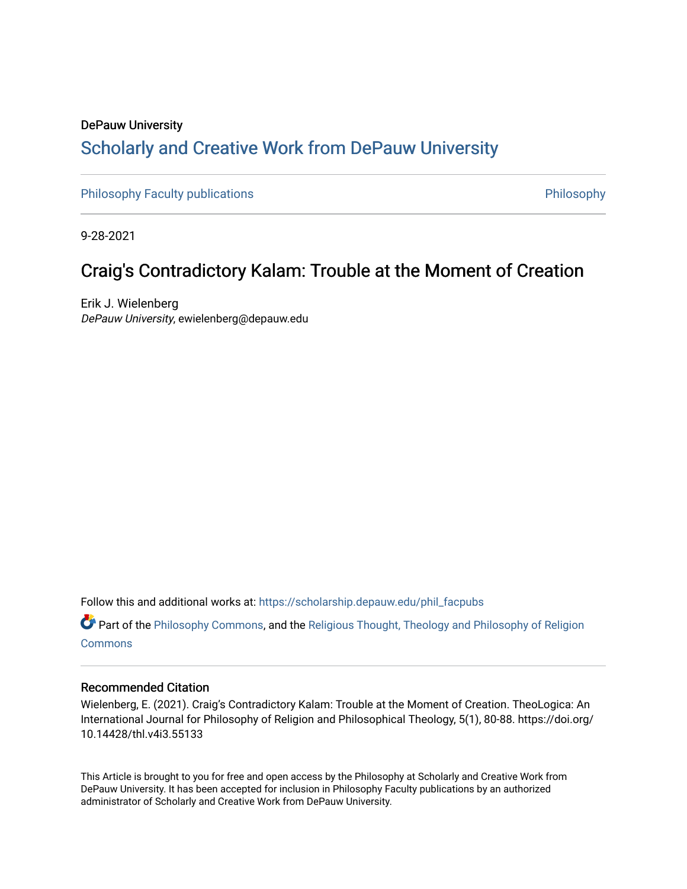DePauw University

# Scholarly and Creative Work from DePauw University

Philosophy Faculty publications

Philosophy

9-28-2021

## Craig's Contradictory Kalam: Trouble at the Moment of Creation

Erik J. Wielenberg
*DePauw University*, ewielenberg@depauw.edu

Follow this and additional works at: https://scholarship.depauw.edu/phil_facpubs

Part of the Philosophy Commons, and the Religious Thought, Theology and Philosophy of Religion Commons

### Recommended Citation

Wielenberg, E. (2021). Craig's Contradictory Kalam: Trouble at the Moment of Creation. TheoLogica: An International Journal for Philosophy of Religion and Philosophical Theology, 5(1), 80-88. https://doi.org/10.14428/thl.v4i3.55133

This Article is brought to you for free and open access by the Philosophy at Scholarly and Creative Work from DePauw University. It has been accepted for inclusion in Philosophy Faculty publications by an authorized administrator of Scholarly and Creative Work from DePauw University.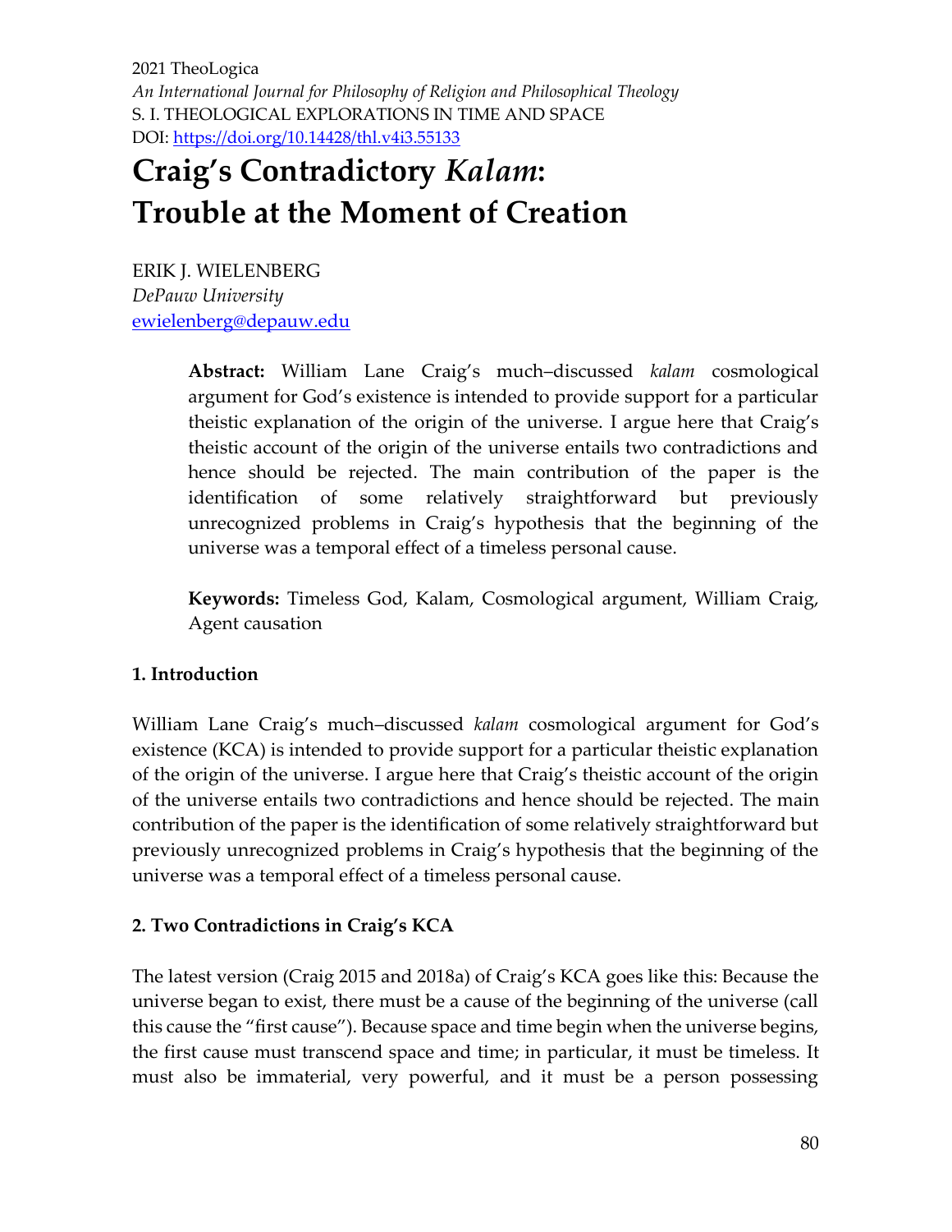2021 TheoLogica
*An International Journal for Philosophy of Religion and Philosophical Theology*
S. I. THEOLOGICAL EXPLORATIONS IN TIME AND SPACE
DOI: https://doi.org/10.14428/thl.v4i3.55133

# Craig's Contradictory *Kalam*: Trouble at the Moment of Creation

ERIK J. WIELENBERG
*DePauw University*
ewielenberg@depauw.edu

> **Abstract:** William Lane Craig's much–discussed *kalam* cosmological argument for God's existence is intended to provide support for a particular theistic explanation of the origin of the universe. I argue here that Craig's theistic account of the origin of the universe entails two contradictions and hence should be rejected. The main contribution of the paper is the identification of some relatively straightforward but previously unrecognized problems in Craig's hypothesis that the beginning of the universe was a temporal effect of a timeless personal cause.
>
> **Keywords:** Timeless God, Kalam, Cosmological argument, William Craig, Agent causation

## 1. Introduction

William Lane Craig's much–discussed *kalam* cosmological argument for God's existence (KCA) is intended to provide support for a particular theistic explanation of the origin of the universe. I argue here that Craig's theistic account of the origin of the universe entails two contradictions and hence should be rejected. The main contribution of the paper is the identification of some relatively straightforward but previously unrecognized problems in Craig's hypothesis that the beginning of the universe was a temporal effect of a timeless personal cause.

## 2. Two Contradictions in Craig's KCA

The latest version (Craig 2015 and 2018a) of Craig's KCA goes like this: Because the universe began to exist, there must be a cause of the beginning of the universe (call this cause the "first cause"). Because space and time begin when the universe begins, the first cause must transcend space and time; in particular, it must be timeless. It must also be immaterial, very powerful, and it must be a person possessing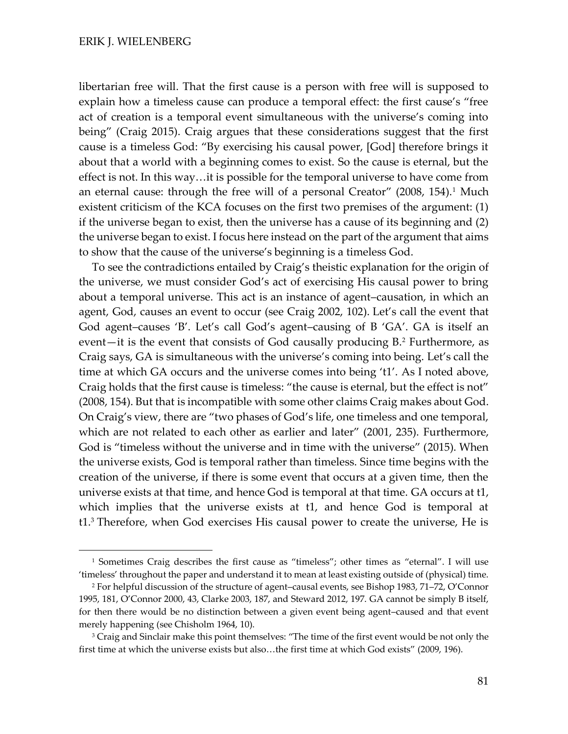libertarian free will. That the first cause is a person with free will is supposed to explain how a timeless cause can produce a temporal effect: the first cause's "free act of creation is a temporal event simultaneous with the universe's coming into being" (Craig 2015). Craig argues that these considerations suggest that the first cause is a timeless God: "By exercising his causal power, [God] therefore brings it about that a world with a beginning comes to exist. So the cause is eternal, but the effect is not. In this way…it is possible for the temporal universe to have come from an eternal cause: through the free will of a personal Creator" (2008, 154).[1] Much existent criticism of the KCA focuses on the first two premises of the argument: (1) if the universe began to exist, then the universe has a cause of its beginning and (2) the universe began to exist. I focus here instead on the part of the argument that aims to show that the cause of the universe's beginning is a timeless God.

To see the contradictions entailed by Craig's theistic explanation for the origin of the universe, we must consider God's act of exercising His causal power to bring about a temporal universe. This act is an instance of agent–causation, in which an agent, God, causes an event to occur (see Craig 2002, 102). Let's call the event that God agent–causes 'B'. Let's call God's agent–causing of B 'GA'. GA is itself an event—it is the event that consists of God causally producing B.[2] Furthermore, as Craig says, GA is simultaneous with the universe's coming into being. Let's call the time at which GA occurs and the universe comes into being 't1'. As I noted above, Craig holds that the first cause is timeless: "the cause is eternal, but the effect is not" (2008, 154). But that is incompatible with some other claims Craig makes about God. On Craig's view, there are "two phases of God's life, one timeless and one temporal, which are not related to each other as earlier and later" (2001, 235). Furthermore, God is "timeless without the universe and in time with the universe" (2015). When the universe exists, God is temporal rather than timeless. Since time begins with the creation of the universe, if there is some event that occurs at a given time, then the universe exists at that time, and hence God is temporal at that time. GA occurs at t1, which implies that the universe exists at t1, and hence God is temporal at t1.[3] Therefore, when God exercises His causal power to create the universe, He is

---

[1] Sometimes Craig describes the first cause as "timeless"; other times as "eternal". I will use 'timeless' throughout the paper and understand it to mean at least existing outside of (physical) time.

[2] For helpful discussion of the structure of agent–causal events, see Bishop 1983, 71–72, O'Connor 1995, 181, O'Connor 2000, 43, Clarke 2003, 187, and Steward 2012, 197. GA cannot be simply B itself, for then there would be no distinction between a given event being agent–caused and that event merely happening (see Chisholm 1964, 10).

[3] Craig and Sinclair make this point themselves: "The time of the first event would be not only the first time at which the universe exists but also…the first time at which God exists" (2009, 196).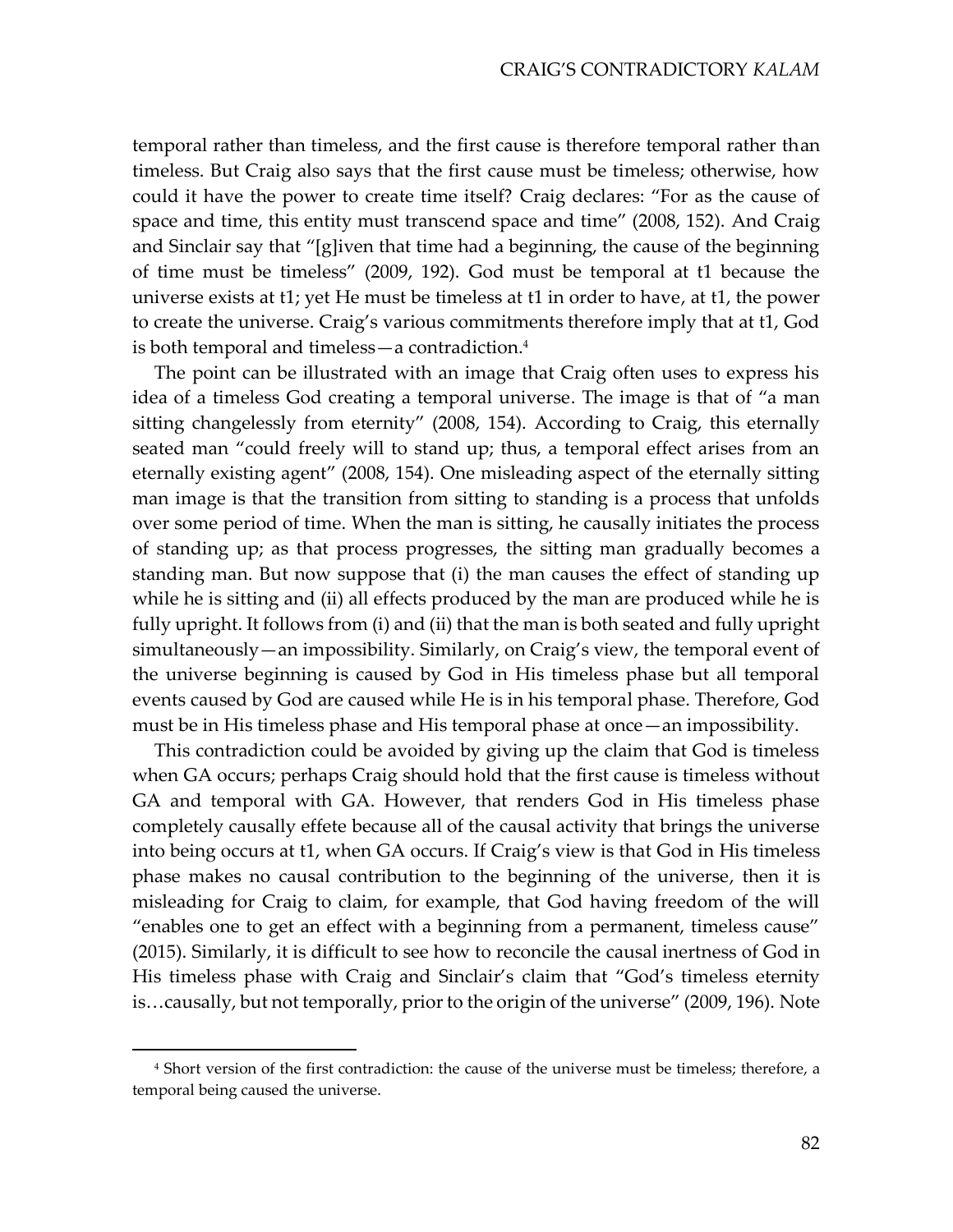temporal rather than timeless, and the first cause is therefore temporal rather than timeless. But Craig also says that the first cause must be timeless; otherwise, how could it have the power to create time itself? Craig declares: “For as the cause of space and time, this entity must transcend space and time” (2008, 152). And Craig and Sinclair say that “[g]iven that time had a beginning, the cause of the beginning of time must be timeless” (2009, 192). God must be temporal at t1 because the universe exists at t1; yet He must be timeless at t1 in order to have, at t1, the power to create the universe. Craig’s various commitments therefore imply that at t1, God is both temporal and timeless—a contradiction.[4]

The point can be illustrated with an image that Craig often uses to express his idea of a timeless God creating a temporal universe. The image is that of “a man sitting changelessly from eternity” (2008, 154). According to Craig, this eternally seated man “could freely will to stand up; thus, a temporal effect arises from an eternally existing agent” (2008, 154). One misleading aspect of the eternally sitting man image is that the transition from sitting to standing is a process that unfolds over some period of time. When the man is sitting, he causally initiates the process of standing up; as that process progresses, the sitting man gradually becomes a standing man. But now suppose that (i) the man causes the effect of standing up while he is sitting and (ii) all effects produced by the man are produced while he is fully upright. It follows from (i) and (ii) that the man is both seated and fully upright simultaneously—an impossibility. Similarly, on Craig’s view, the temporal event of the universe beginning is caused by God in His timeless phase but all temporal events caused by God are caused while He is in his temporal phase. Therefore, God must be in His timeless phase and His temporal phase at once—an impossibility.

This contradiction could be avoided by giving up the claim that God is timeless when GA occurs; perhaps Craig should hold that the first cause is timeless without GA and temporal with GA. However, that renders God in His timeless phase completely causally effete because all of the causal activity that brings the universe into being occurs at t1, when GA occurs. If Craig’s view is that God in His timeless phase makes no causal contribution to the beginning of the universe, then it is misleading for Craig to claim, for example, that God having freedom of the will “enables one to get an effect with a beginning from a permanent, timeless cause” (2015). Similarly, it is difficult to see how to reconcile the causal inertness of God in His timeless phase with Craig and Sinclair’s claim that “God’s timeless eternity is…causally, but not temporally, prior to the origin of the universe” (2009, 196). Note

---

[4] Short version of the first contradiction: the cause of the universe must be timeless; therefore, a temporal being caused the universe.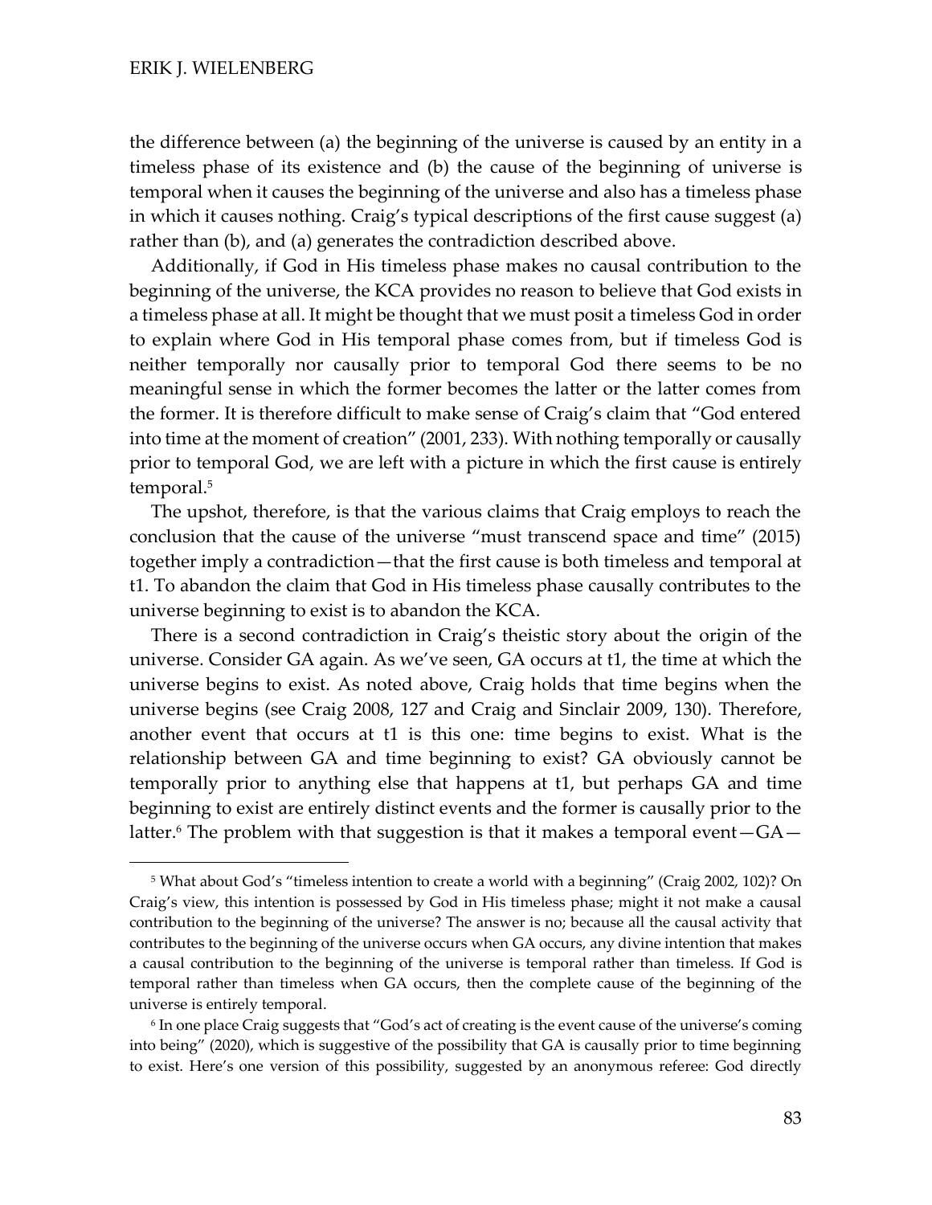the difference between (a) the beginning of the universe is caused by an entity in a timeless phase of its existence and (b) the cause of the beginning of universe is temporal when it causes the beginning of the universe and also has a timeless phase in which it causes nothing. Craig's typical descriptions of the first cause suggest (a) rather than (b), and (a) generates the contradiction described above.

Additionally, if God in His timeless phase makes no causal contribution to the beginning of the universe, the KCA provides no reason to believe that God exists in a timeless phase at all. It might be thought that we must posit a timeless God in order to explain where God in His temporal phase comes from, but if timeless God is neither temporally nor causally prior to temporal God there seems to be no meaningful sense in which the former becomes the latter or the latter comes from the former. It is therefore difficult to make sense of Craig's claim that "God entered into time at the moment of creation" (2001, 233). With nothing temporally or causally prior to temporal God, we are left with a picture in which the first cause is entirely temporal.[5]

The upshot, therefore, is that the various claims that Craig employs to reach the conclusion that the cause of the universe "must transcend space and time" (2015) together imply a contradiction—that the first cause is both timeless and temporal at t1. To abandon the claim that God in His timeless phase causally contributes to the universe beginning to exist is to abandon the KCA.

There is a second contradiction in Craig's theistic story about the origin of the universe. Consider GA again. As we've seen, GA occurs at t1, the time at which the universe begins to exist. As noted above, Craig holds that time begins when the universe begins (see Craig 2008, 127 and Craig and Sinclair 2009, 130). Therefore, another event that occurs at t1 is this one: time begins to exist. What is the relationship between GA and time beginning to exist? GA obviously cannot be temporally prior to anything else that happens at t1, but perhaps GA and time beginning to exist are entirely distinct events and the former is causally prior to the latter.[6] The problem with that suggestion is that it makes a temporal event—GA—

[5] What about God's "timeless intention to create a world with a beginning" (Craig 2002, 102)? On Craig's view, this intention is possessed by God in His timeless phase; might it not make a causal contribution to the beginning of the universe? The answer is no; because all the causal activity that contributes to the beginning of the universe occurs when GA occurs, any divine intention that makes a causal contribution to the beginning of the universe is temporal rather than timeless. If God is temporal rather than timeless when GA occurs, then the complete cause of the beginning of the universe is entirely temporal.

[6] In one place Craig suggests that "God's act of creating is the event cause of the universe's coming into being" (2020), which is suggestive of the possibility that GA is causally prior to time beginning to exist. Here's one version of this possibility, suggested by an anonymous referee: God directly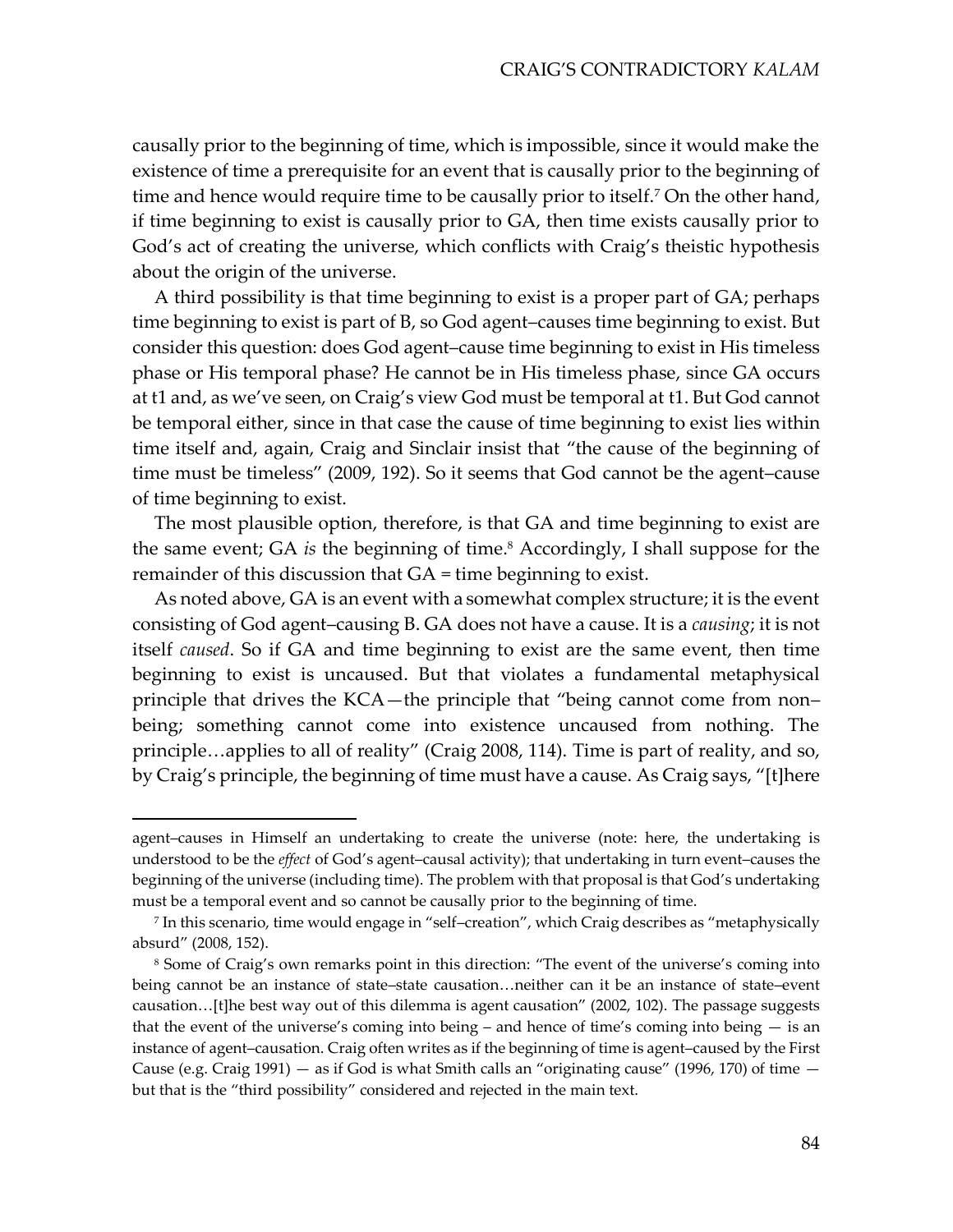causally prior to the beginning of time, which is impossible, since it would make the existence of time a prerequisite for an event that is causally prior to the beginning of time and hence would require time to be causally prior to itself.[7] On the other hand, if time beginning to exist is causally prior to GA, then time exists causally prior to God's act of creating the universe, which conflicts with Craig's theistic hypothesis about the origin of the universe.

A third possibility is that time beginning to exist is a proper part of GA; perhaps time beginning to exist is part of B, so God agent–causes time beginning to exist. But consider this question: does God agent–cause time beginning to exist in His timeless phase or His temporal phase? He cannot be in His timeless phase, since GA occurs at t1 and, as we've seen, on Craig's view God must be temporal at t1. But God cannot be temporal either, since in that case the cause of time beginning to exist lies within time itself and, again, Craig and Sinclair insist that "the cause of the beginning of time must be timeless" (2009, 192). So it seems that God cannot be the agent–cause of time beginning to exist.

The most plausible option, therefore, is that GA and time beginning to exist are the same event; GA *is* the beginning of time.[8] Accordingly, I shall suppose for the remainder of this discussion that GA = time beginning to exist.

As noted above, GA is an event with a somewhat complex structure; it is the event consisting of God agent–causing B. GA does not have a cause. It is a *causing*; it is not itself *caused*. So if GA and time beginning to exist are the same event, then time beginning to exist is uncaused. But that violates a fundamental metaphysical principle that drives the KCA—the principle that "being cannot come from non–being; something cannot come into existence uncaused from nothing. The principle…applies to all of reality" (Craig 2008, 114). Time is part of reality, and so, by Craig's principle, the beginning of time must have a cause. As Craig says, "[t]here

---

agent–causes in Himself an undertaking to create the universe (note: here, the undertaking is understood to be the *effect* of God's agent–causal activity); that undertaking in turn event–causes the beginning of the universe (including time). The problem with that proposal is that God's undertaking must be a temporal event and so cannot be causally prior to the beginning of time.

[7] In this scenario, time would engage in "self–creation", which Craig describes as "metaphysically absurd" (2008, 152).

[8] Some of Craig's own remarks point in this direction: "The event of the universe's coming into being cannot be an instance of state–state causation…neither can it be an instance of state–event causation…[t]he best way out of this dilemma is agent causation" (2002, 102). The passage suggests that the event of the universe's coming into being – and hence of time's coming into being — is an instance of agent–causation. Craig often writes as if the beginning of time is agent–caused by the First Cause (e.g. Craig 1991) — as if God is what Smith calls an "originating cause" (1996, 170) of time — but that is the "third possibility" considered and rejected in the main text.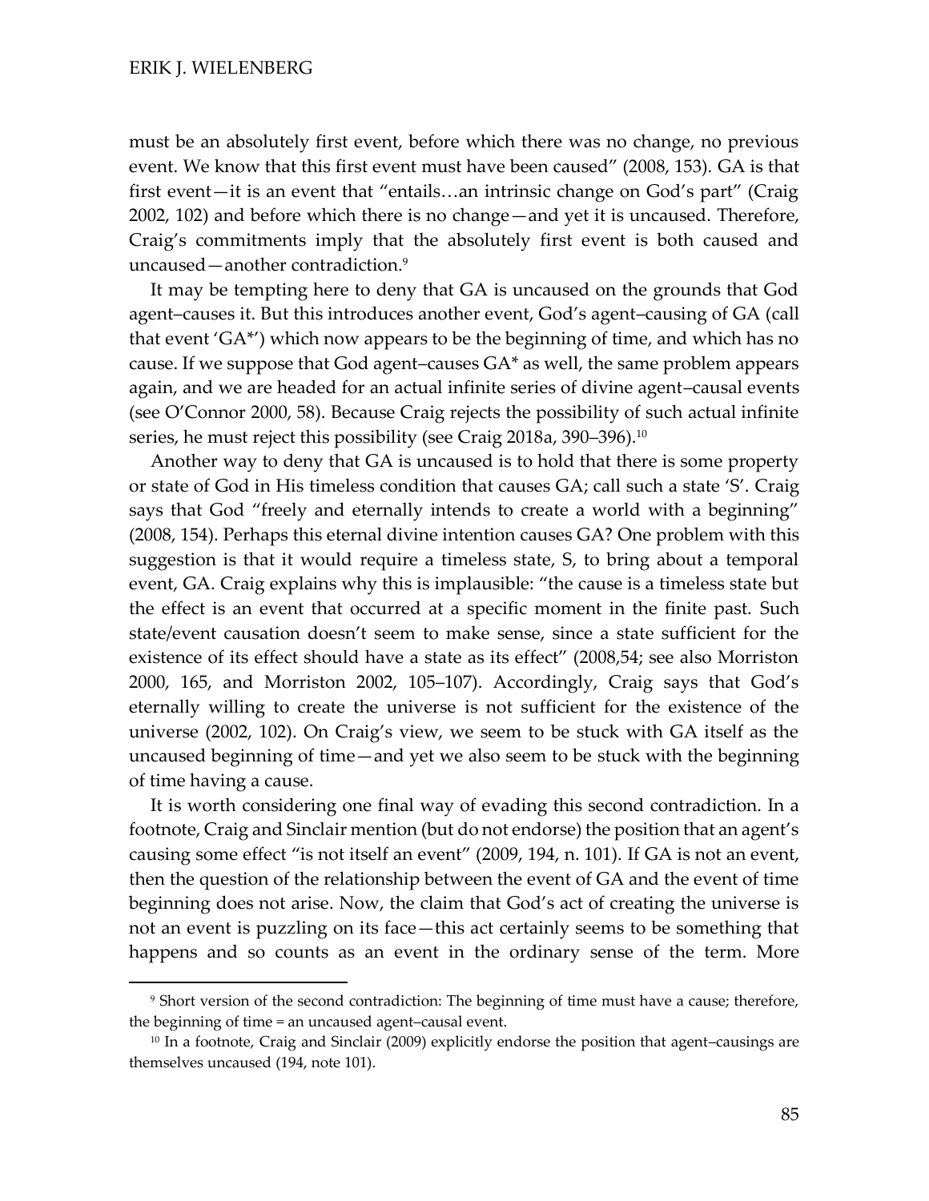must be an absolutely first event, before which there was no change, no previous event. We know that this first event must have been caused" (2008, 153). GA is that first event—it is an event that "entails…an intrinsic change on God's part" (Craig 2002, 102) and before which there is no change—and yet it is uncaused. Therefore, Craig's commitments imply that the absolutely first event is both caused and uncaused—another contradiction.[9]

It may be tempting here to deny that GA is uncaused on the grounds that God agent–causes it. But this introduces another event, God's agent–causing of GA (call that event 'GA*') which now appears to be the beginning of time, and which has no cause. If we suppose that God agent–causes GA* as well, the same problem appears again, and we are headed for an actual infinite series of divine agent–causal events (see O'Connor 2000, 58). Because Craig rejects the possibility of such actual infinite series, he must reject this possibility (see Craig 2018a, 390–396).[10]

Another way to deny that GA is uncaused is to hold that there is some property or state of God in His timeless condition that causes GA; call such a state 'S'. Craig says that God "freely and eternally intends to create a world with a beginning" (2008, 154). Perhaps this eternal divine intention causes GA? One problem with this suggestion is that it would require a timeless state, S, to bring about a temporal event, GA. Craig explains why this is implausible: "the cause is a timeless state but the effect is an event that occurred at a specific moment in the finite past. Such state/event causation doesn't seem to make sense, since a state sufficient for the existence of its effect should have a state as its effect" (2008,54; see also Morriston 2000, 165, and Morriston 2002, 105–107). Accordingly, Craig says that God's eternally willing to create the universe is not sufficient for the existence of the universe (2002, 102). On Craig's view, we seem to be stuck with GA itself as the uncaused beginning of time—and yet we also seem to be stuck with the beginning of time having a cause.

It is worth considering one final way of evading this second contradiction. In a footnote, Craig and Sinclair mention (but do not endorse) the position that an agent's causing some effect "is not itself an event" (2009, 194, n. 101). If GA is not an event, then the question of the relationship between the event of GA and the event of time beginning does not arise. Now, the claim that God's act of creating the universe is not an event is puzzling on its face—this act certainly seems to be something that happens and so counts as an event in the ordinary sense of the term. More

---

[9] Short version of the second contradiction: The beginning of time must have a cause; therefore, the beginning of time = an uncaused agent–causal event.

[10] In a footnote, Craig and Sinclair (2009) explicitly endorse the position that agent–causings are themselves uncaused (194, note 101).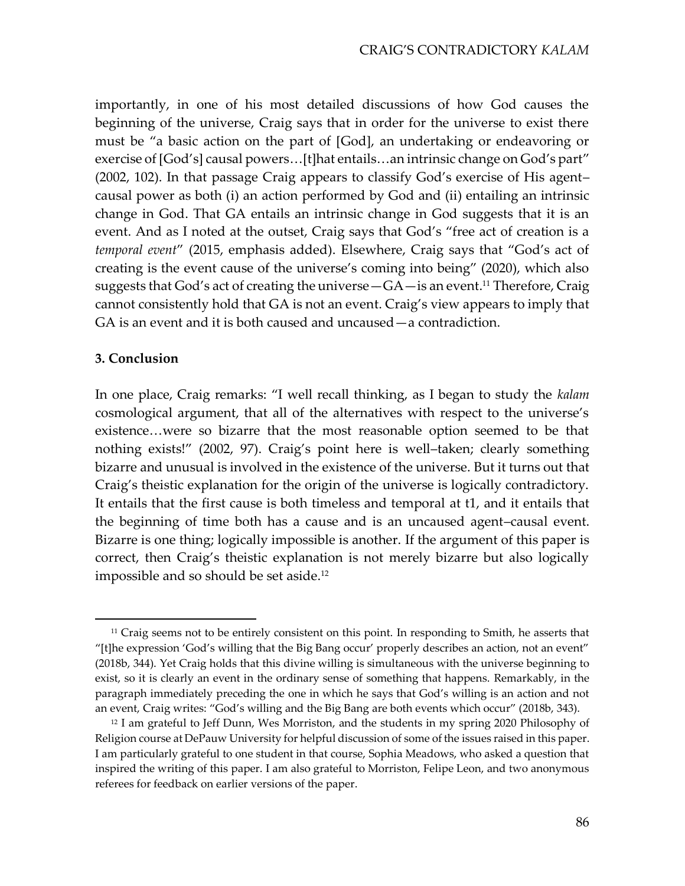importantly, in one of his most detailed discussions of how God causes the beginning of the universe, Craig says that in order for the universe to exist there must be "a basic action on the part of [God], an undertaking or endeavoring or exercise of [God's] causal powers…[t]hat entails…an intrinsic change on God's part" (2002, 102). In that passage Craig appears to classify God's exercise of His agent–causal power as both (i) an action performed by God and (ii) entailing an intrinsic change in God. That GA entails an intrinsic change in God suggests that it is an event. And as I noted at the outset, Craig says that God's "free act of creation is a *temporal event*" (2015, emphasis added). Elsewhere, Craig says that "God's act of creating is the event cause of the universe's coming into being" (2020), which also suggests that God's act of creating the universe—GA—is an event.[11] Therefore, Craig cannot consistently hold that GA is not an event. Craig's view appears to imply that GA is an event and it is both caused and uncaused—a contradiction.

**3. Conclusion**

In one place, Craig remarks: "I well recall thinking, as I began to study the *kalam* cosmological argument, that all of the alternatives with respect to the universe's existence…were so bizarre that the most reasonable option seemed to be that nothing exists!" (2002, 97). Craig's point here is well–taken; clearly something bizarre and unusual is involved in the existence of the universe. But it turns out that Craig's theistic explanation for the origin of the universe is logically contradictory. It entails that the first cause is both timeless and temporal at t1, and it entails that the beginning of time both has a cause and is an uncaused agent–causal event. Bizarre is one thing; logically impossible is another. If the argument of this paper is correct, then Craig's theistic explanation is not merely bizarre but also logically impossible and so should be set aside.[12]

---

[11] Craig seems not to be entirely consistent on this point. In responding to Smith, he asserts that "[t]he expression 'God's willing that the Big Bang occur' properly describes an action, not an event" (2018b, 344). Yet Craig holds that this divine willing is simultaneous with the universe beginning to exist, so it is clearly an event in the ordinary sense of something that happens. Remarkably, in the paragraph immediately preceding the one in which he says that God's willing is an action and not an event, Craig writes: "God's willing and the Big Bang are both events which occur" (2018b, 343).

[12] I am grateful to Jeff Dunn, Wes Morriston, and the students in my spring 2020 Philosophy of Religion course at DePauw University for helpful discussion of some of the issues raised in this paper. I am particularly grateful to one student in that course, Sophia Meadows, who asked a question that inspired the writing of this paper. I am also grateful to Morriston, Felipe Leon, and two anonymous referees for feedback on earlier versions of the paper.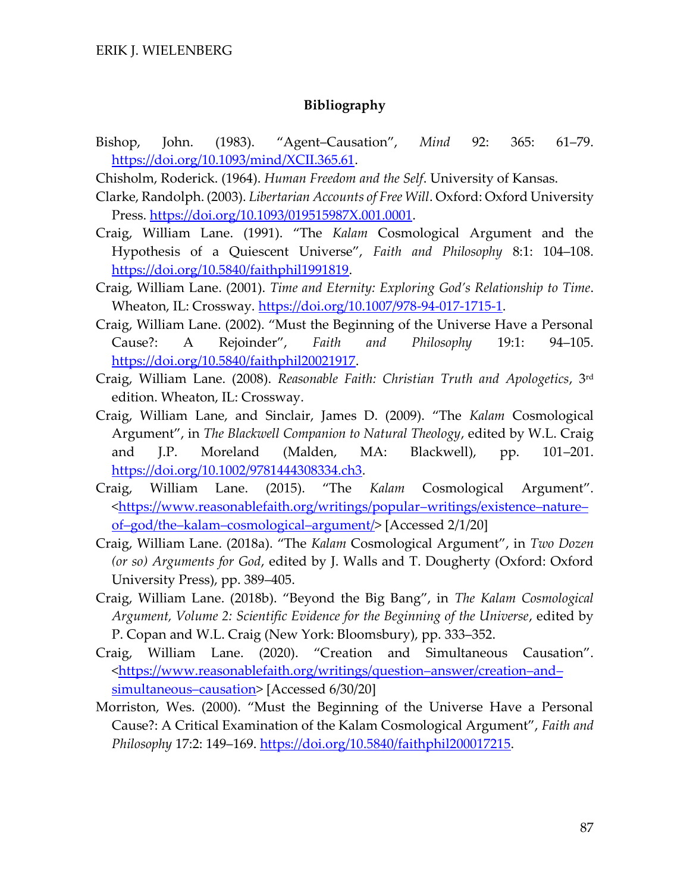## Bibliography

Bishop, John. (1983). "Agent–Causation", *Mind* 92: 365: 61–79. https://doi.org/10.1093/mind/XCII.365.61.

Chisholm, Roderick. (1964). *Human Freedom and the Self*. University of Kansas.

Clarke, Randolph. (2003). *Libertarian Accounts of Free Will*. Oxford: Oxford University Press. https://doi.org/10.1093/019515987X.001.0001.

Craig, William Lane. (1991). "The *Kalam* Cosmological Argument and the Hypothesis of a Quiescent Universe", *Faith and Philosophy* 8:1: 104–108. https://doi.org/10.5840/faithphil1991819.

Craig, William Lane. (2001). *Time and Eternity: Exploring God's Relationship to Time*. Wheaton, IL: Crossway. https://doi.org/10.1007/978-94-017-1715-1.

Craig, William Lane. (2002). "Must the Beginning of the Universe Have a Personal Cause?: A Rejoinder", *Faith and Philosophy* 19:1: 94–105. https://doi.org/10.5840/faithphil20021917.

Craig, William Lane. (2008). *Reasonable Faith: Christian Truth and Apologetics*, 3rd edition. Wheaton, IL: Crossway.

Craig, William Lane, and Sinclair, James D. (2009). "The *Kalam* Cosmological Argument", in *The Blackwell Companion to Natural Theology*, edited by W.L. Craig and J.P. Moreland (Malden, MA: Blackwell), pp. 101–201. https://doi.org/10.1002/9781444308334.ch3.

Craig, William Lane. (2015). "The *Kalam* Cosmological Argument". <https://www.reasonablefaith.org/writings/popular–writings/existence–nature–of–god/the–kalam–cosmological–argument/> [Accessed 2/1/20]

Craig, William Lane. (2018a). "The *Kalam* Cosmological Argument", in *Two Dozen (or so) Arguments for God*, edited by J. Walls and T. Dougherty (Oxford: Oxford University Press), pp. 389–405.

Craig, William Lane. (2018b). "Beyond the Big Bang", in *The Kalam Cosmological Argument, Volume 2: Scientific Evidence for the Beginning of the Universe*, edited by P. Copan and W.L. Craig (New York: Bloomsbury), pp. 333–352.

Craig, William Lane. (2020). "Creation and Simultaneous Causation". <https://www.reasonablefaith.org/writings/question–answer/creation–and–simultaneous–causation> [Accessed 6/30/20]

Morriston, Wes. (2000). "Must the Beginning of the Universe Have a Personal Cause?: A Critical Examination of the Kalam Cosmological Argument", *Faith and Philosophy* 17:2: 149–169. https://doi.org/10.5840/faithphil200017215.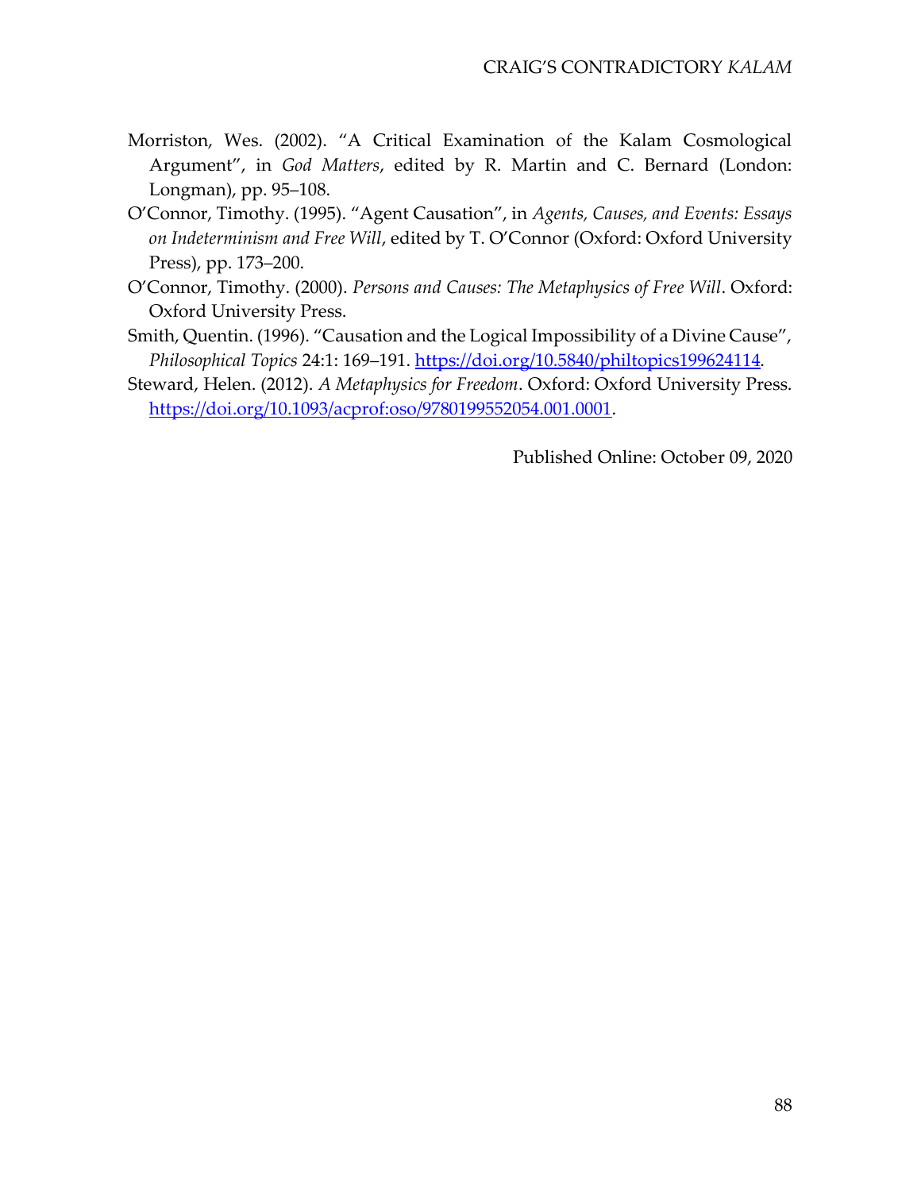Morriston, Wes. (2002). "A Critical Examination of the Kalam Cosmological Argument", in *God Matters*, edited by R. Martin and C. Bernard (London: Longman), pp. 95–108.

O'Connor, Timothy. (1995). "Agent Causation", in *Agents, Causes, and Events: Essays on Indeterminism and Free Will*, edited by T. O'Connor (Oxford: Oxford University Press), pp. 173–200.

O'Connor, Timothy. (2000). *Persons and Causes: The Metaphysics of Free Will*. Oxford: Oxford University Press.

Smith, Quentin. (1996). "Causation and the Logical Impossibility of a Divine Cause", *Philosophical Topics* 24:1: 169–191. https://doi.org/10.5840/philtopics199624114.

Steward, Helen. (2012). *A Metaphysics for Freedom*. Oxford: Oxford University Press. https://doi.org/10.1093/acprof:oso/9780199552054.001.0001.

Published Online: October 09, 2020